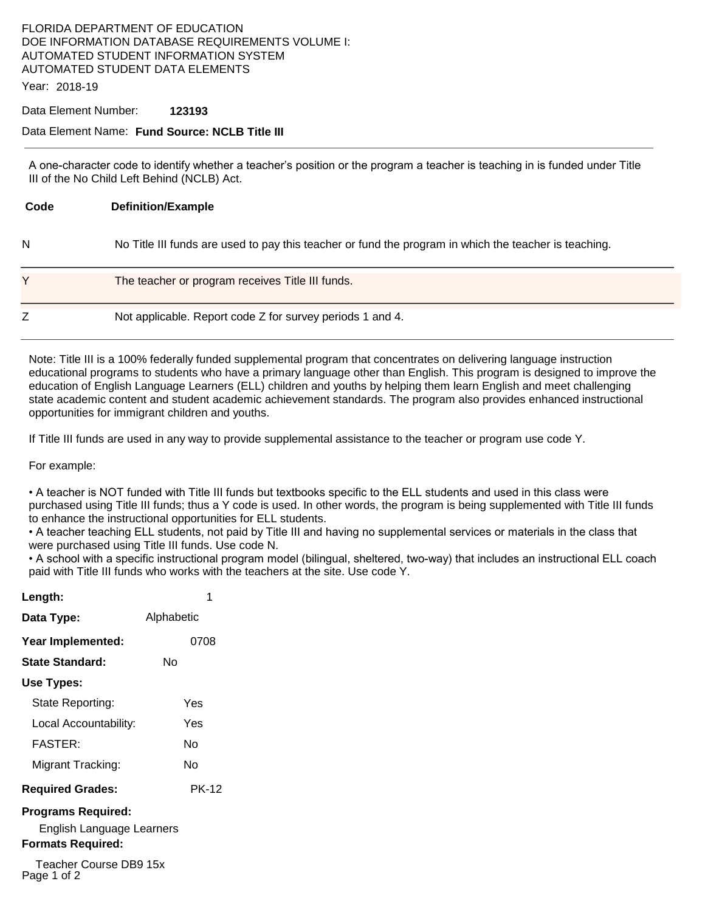FLORIDA DEPARTMENT OF EDUCATION
DOE INFORMATION DATABASE REQUIREMENTS VOLUME I:
AUTOMATED STUDENT INFORMATION SYSTEM
AUTOMATED STUDENT DATA ELEMENTS

Year: 2018-19

Data Element Number: **123193**

Data Element Name: **Fund Source: NCLB Title III**

A one-character code to identify whether a teacher's position or the program a teacher is teaching in is funded under Title III of the No Child Left Behind (NCLB) Act.

| Code | Definition/Example |
|---|---|
| N | No Title III funds are used to pay this teacher or fund the program in which the teacher is teaching. |
| Y | The teacher or program receives Title III funds. |
| Z | Not applicable. Report code Z for survey periods 1 and 4. |

Note: Title III is a 100% federally funded supplemental program that concentrates on delivering language instruction educational programs to students who have a primary language other than English. This program is designed to improve the education of English Language Learners (ELL) children and youths by helping them learn English and meet challenging state academic content and student academic achievement standards. The program also provides enhanced instructional opportunities for immigrant children and youths.

If Title III funds are used in any way to provide supplemental assistance to the teacher or program use code Y.

For example:

- A teacher is NOT funded with Title III funds but textbooks specific to the ELL students and used in this class were purchased using Title III funds; thus a Y code is used. In other words, the program is being supplemented with Title III funds to enhance the instructional opportunities for ELL students.
- A teacher teaching ELL students, not paid by Title III and having no supplemental services or materials in the class that were purchased using Title III funds. Use code N.
- A school with a specific instructional program model (bilingual, sheltered, two-way) that includes an instructional ELL coach paid with Title III funds who works with the teachers at the site. Use code Y.

**Length:** 1

**Data Type:** Alphabetic

**Year Implemented:** 0708

**State Standard:** No

**Use Types:**

State Reporting: Yes

Local Accountability: Yes

FASTER: No

Migrant Tracking: No

**Required Grades:** PK-12

**Programs Required:**

English Language Learners

**Formats Required:**

Teacher Course DB9 15x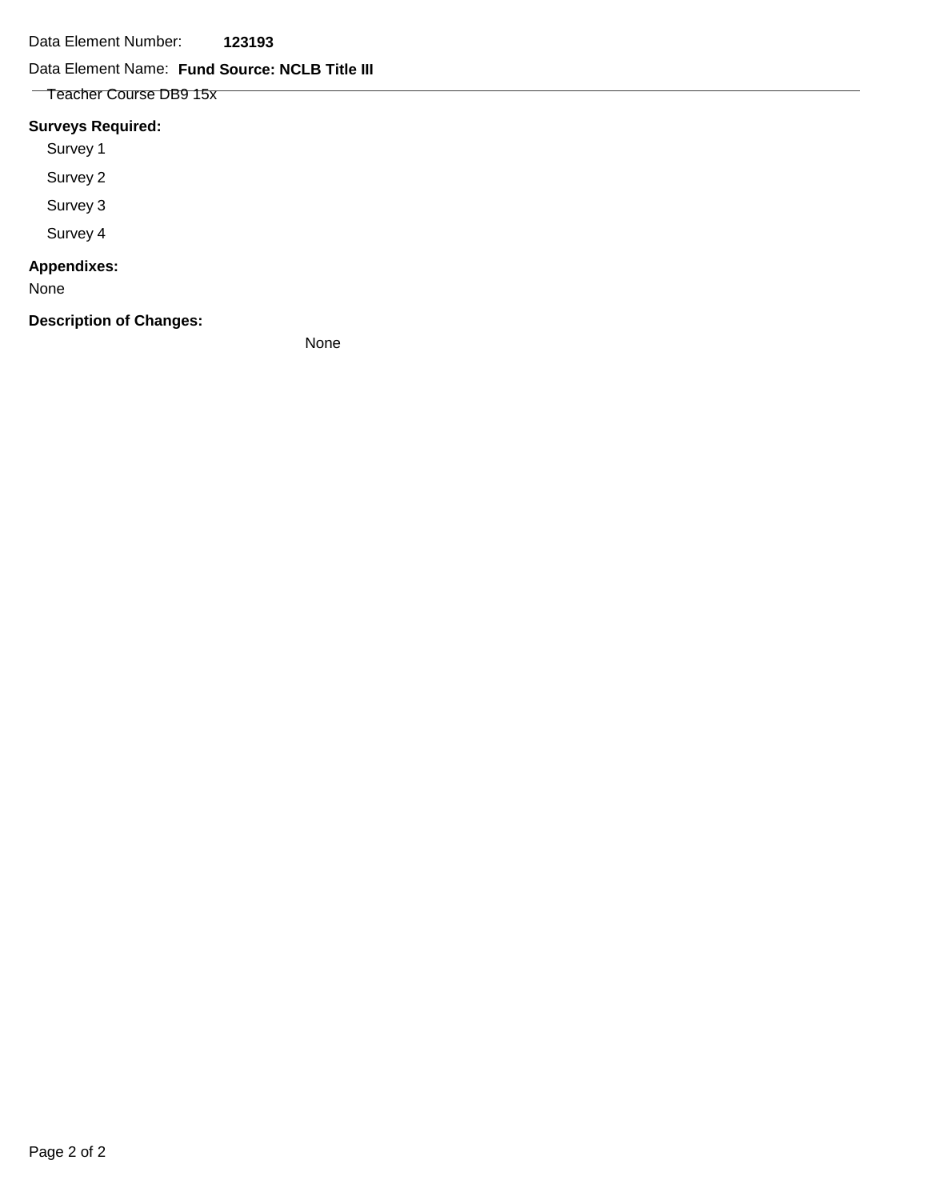Data Element Number: **123193**

Data Element Name: **Fund Source: NCLB Title III**

Teacher Course DB9 15x

---

**Surveys Required:**

Survey 1

Survey 2

Survey 3

Survey 4

**Appendixes:**

None

**Description of Changes:**

None